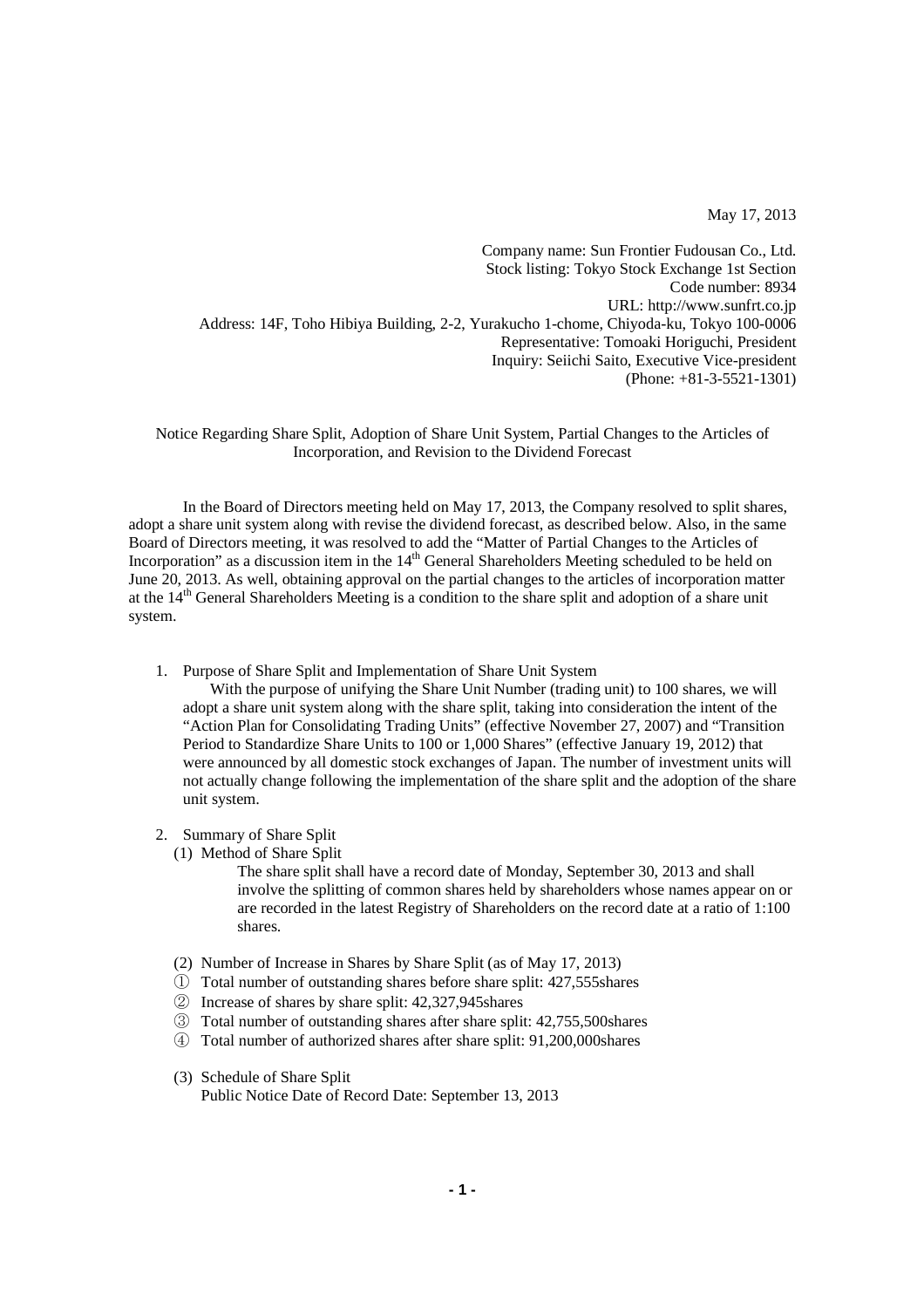May 17, 2013

Company name: Sun Frontier Fudousan Co., Ltd.
Stock listing: Tokyo Stock Exchange 1st Section
Code number: 8934
URL: http://www.sunfrt.co.jp
Address: 14F, Toho Hibiya Building, 2-2, Yurakucho 1-chome, Chiyoda-ku, Tokyo 100-0006
Representative: Tomoaki Horiguchi, President
Inquiry: Seiichi Saito, Executive Vice-president
(Phone: +81-3-5521-1301)

# Notice Regarding Share Split, Adoption of Share Unit System, Partial Changes to the Articles of Incorporation, and Revision to the Dividend Forecast

In the Board of Directors meeting held on May 17, 2013, the Company resolved to split shares, adopt a share unit system along with revise the dividend forecast, as described below. Also, in the same Board of Directors meeting, it was resolved to add the "Matter of Partial Changes to the Articles of Incorporation" as a discussion item in the 14th General Shareholders Meeting scheduled to be held on June 20, 2013. As well, obtaining approval on the partial changes to the articles of incorporation matter at the 14th General Shareholders Meeting is a condition to the share split and adoption of a share unit system.

1. Purpose of Share Split and Implementation of Share Unit System

   With the purpose of unifying the Share Unit Number (trading unit) to 100 shares, we will adopt a share unit system along with the share split, taking into consideration the intent of the "Action Plan for Consolidating Trading Units" (effective November 27, 2007) and "Transition Period to Standardize Share Units to 100 or 1,000 Shares" (effective January 19, 2012) that were announced by all domestic stock exchanges of Japan. The number of investment units will not actually change following the implementation of the share split and the adoption of the share unit system.

2. Summary of Share Split

   (1) Method of Share Split

   The share split shall have a record date of Monday, September 30, 2013 and shall involve the splitting of common shares held by shareholders whose names appear on or are recorded in the latest Registry of Shareholders on the record date at a ratio of 1:100 shares.

   (2) Number of Increase in Shares by Share Split (as of May 17, 2013)

   ① Total number of outstanding shares before share split: 427,555shares
   ② Increase of shares by share split: 42,327,945shares
   ③ Total number of outstanding shares after share split: 42,755,500shares
   ④ Total number of authorized shares after share split: 91,200,000shares

   (3) Schedule of Share Split

   Public Notice Date of Record Date: September 13, 2013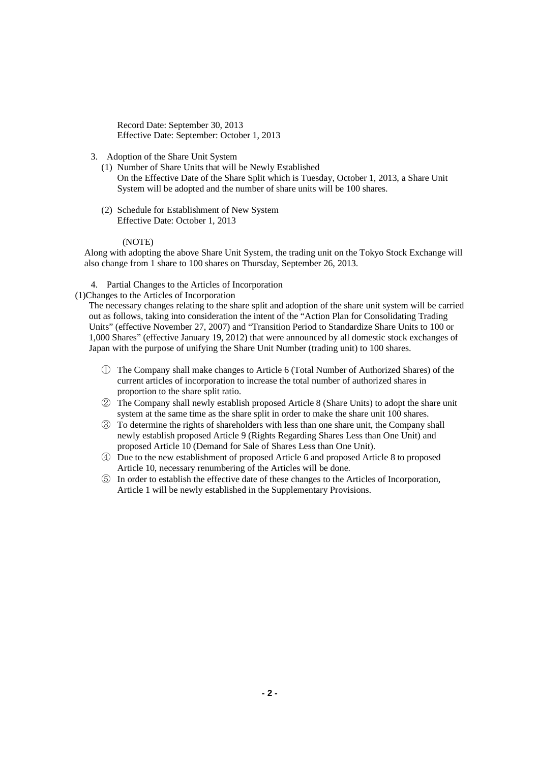Record Date: September 30, 2013
Effective Date: September: October 1, 2013

3. Adoption of the Share Unit System

(1) Number of Share Units that will be Newly Established

On the Effective Date of the Share Split which is Tuesday, October 1, 2013, a Share Unit System will be adopted and the number of share units will be 100 shares.

(2) Schedule for Establishment of New System

Effective Date: October 1, 2013

(NOTE)

Along with adopting the above Share Unit System, the trading unit on the Tokyo Stock Exchange will also change from 1 share to 100 shares on Thursday, September 26, 2013.

4. Partial Changes to the Articles of Incorporation

(1)Changes to the Articles of Incorporation

The necessary changes relating to the share split and adoption of the share unit system will be carried out as follows, taking into consideration the intent of the "Action Plan for Consolidating Trading Units" (effective November 27, 2007) and "Transition Period to Standardize Share Units to 100 or 1,000 Shares" (effective January 19, 2012) that were announced by all domestic stock exchanges of Japan with the purpose of unifying the Share Unit Number (trading unit) to 100 shares.

① The Company shall make changes to Article 6 (Total Number of Authorized Shares) of the current articles of incorporation to increase the total number of authorized shares in proportion to the share split ratio.

② The Company shall newly establish proposed Article 8 (Share Units) to adopt the share unit system at the same time as the share split in order to make the share unit 100 shares.

③ To determine the rights of shareholders with less than one share unit, the Company shall newly establish proposed Article 9 (Rights Regarding Shares Less than One Unit) and proposed Article 10 (Demand for Sale of Shares Less than One Unit).

④ Due to the new establishment of proposed Article 6 and proposed Article 8 to proposed Article 10, necessary renumbering of the Articles will be done.

⑤ In order to establish the effective date of these changes to the Articles of Incorporation, Article 1 will be newly established in the Supplementary Provisions.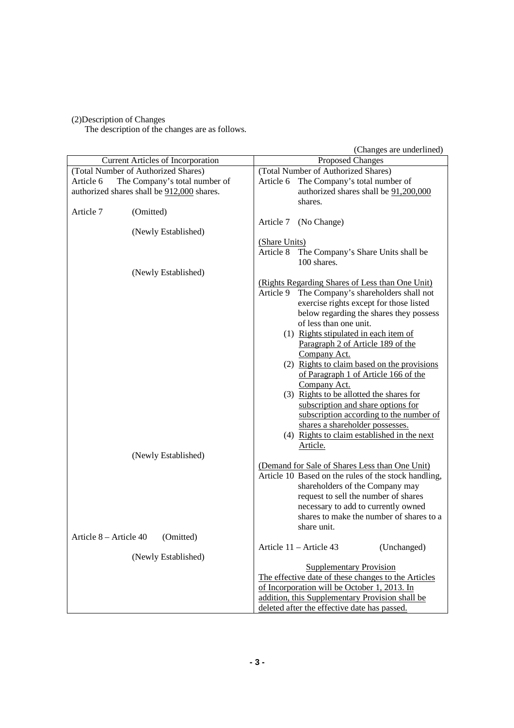(2)Description of Changes

The description of the changes are as follows.

(Changes are underlined)

| Current Articles of Incorporation | Proposed Changes |
|---|---|
| (Total Number of Authorized Shares)<br>Article 6 The Company's total number of authorized shares shall be 912,000 shares. | (Total Number of Authorized Shares)<br>Article 6 The Company's total number of authorized shares shall be 91,200,000 shares. |
| Article 7 (Omitted) | Article 7 (No Change) |
| (Newly Established) | (Share Units)<br>Article 8 The Company's Share Units shall be 100 shares. |
| (Newly Established) | (Rights Regarding Shares of Less than One Unit)<br>Article 9 The Company's shareholders shall not exercise rights except for those listed below regarding the shares they possess of less than one unit.<br>(1) Rights stipulated in each item of Paragraph 2 of Article 189 of the Company Act.<br>(2) Rights to claim based on the provisions of Paragraph 1 of Article 166 of the Company Act.<br>(3) Rights to be allotted the shares for subscription and share options for subscription according to the number of shares a shareholder possesses.<br>(4) Rights to claim established in the next Article. |
| (Newly Established) | (Demand for Sale of Shares Less than One Unit)<br>Article 10 Based on the rules of the stock handling, shareholders of the Company may request to sell the number of shares necessary to add to currently owned shares to make the number of shares to a share unit. |
| Article 8 – Article 40 (Omitted) | Article 11 – Article 43 (Unchanged) |
| (Newly Established) | Supplementary Provision<br>The effective date of these changes to the Articles of Incorporation will be October 1, 2013. In addition, this Supplementary Provision shall be deleted after the effective date has passed. |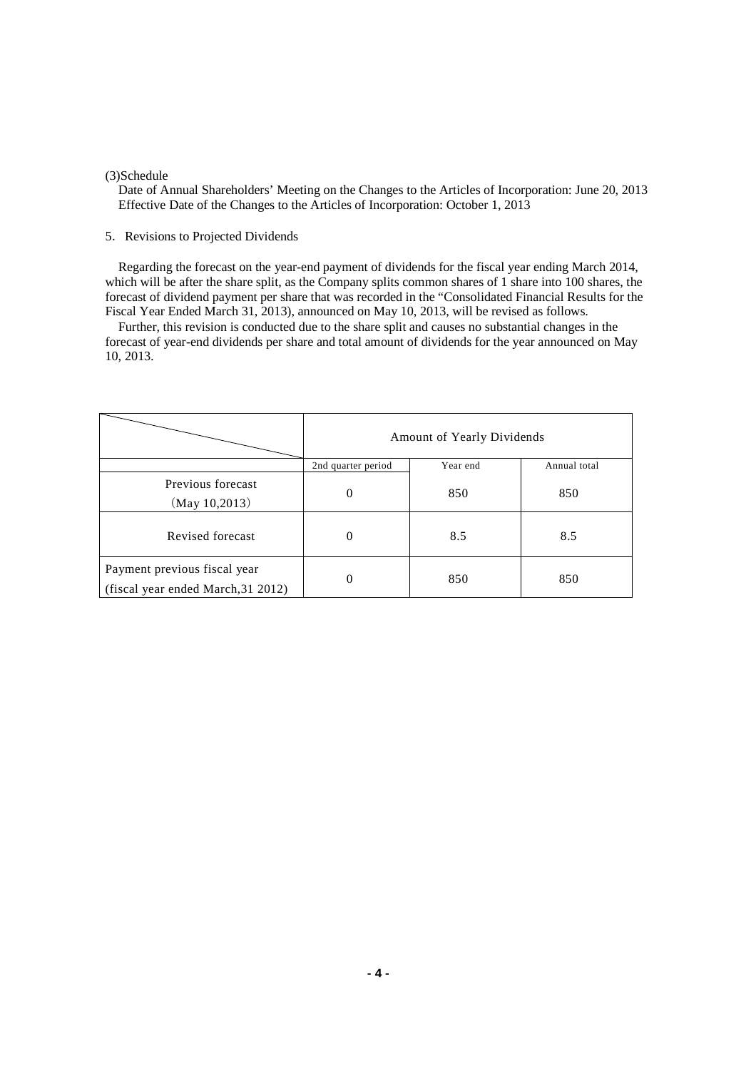(3)Schedule

Date of Annual Shareholders' Meeting on the Changes to the Articles of Incorporation: June 20, 2013
Effective Date of the Changes to the Articles of Incorporation: October 1, 2013

5. Revisions to Projected Dividends

Regarding the forecast on the year-end payment of dividends for the fiscal year ending March 2014, which will be after the share split, as the Company splits common shares of 1 share into 100 shares, the forecast of dividend payment per share that was recorded in the "Consolidated Financial Results for the Fiscal Year Ended March 31, 2013), announced on May 10, 2013, will be revised as follows.

Further, this revision is conducted due to the share split and causes no substantial changes in the forecast of year-end dividends per share and total amount of dividends for the year announced on May 10, 2013.

| | Amount of Yearly Dividends | | |
|---|---|---|---|
| | 2nd quarter period | Year end | Annual total |
| Previous forecast (May 10,2013) | 0 | 850 | 850 |
| Revised forecast | 0 | 8.5 | 8.5 |
| Payment previous fiscal year (fiscal year ended March,31 2012) | 0 | 850 | 850 |